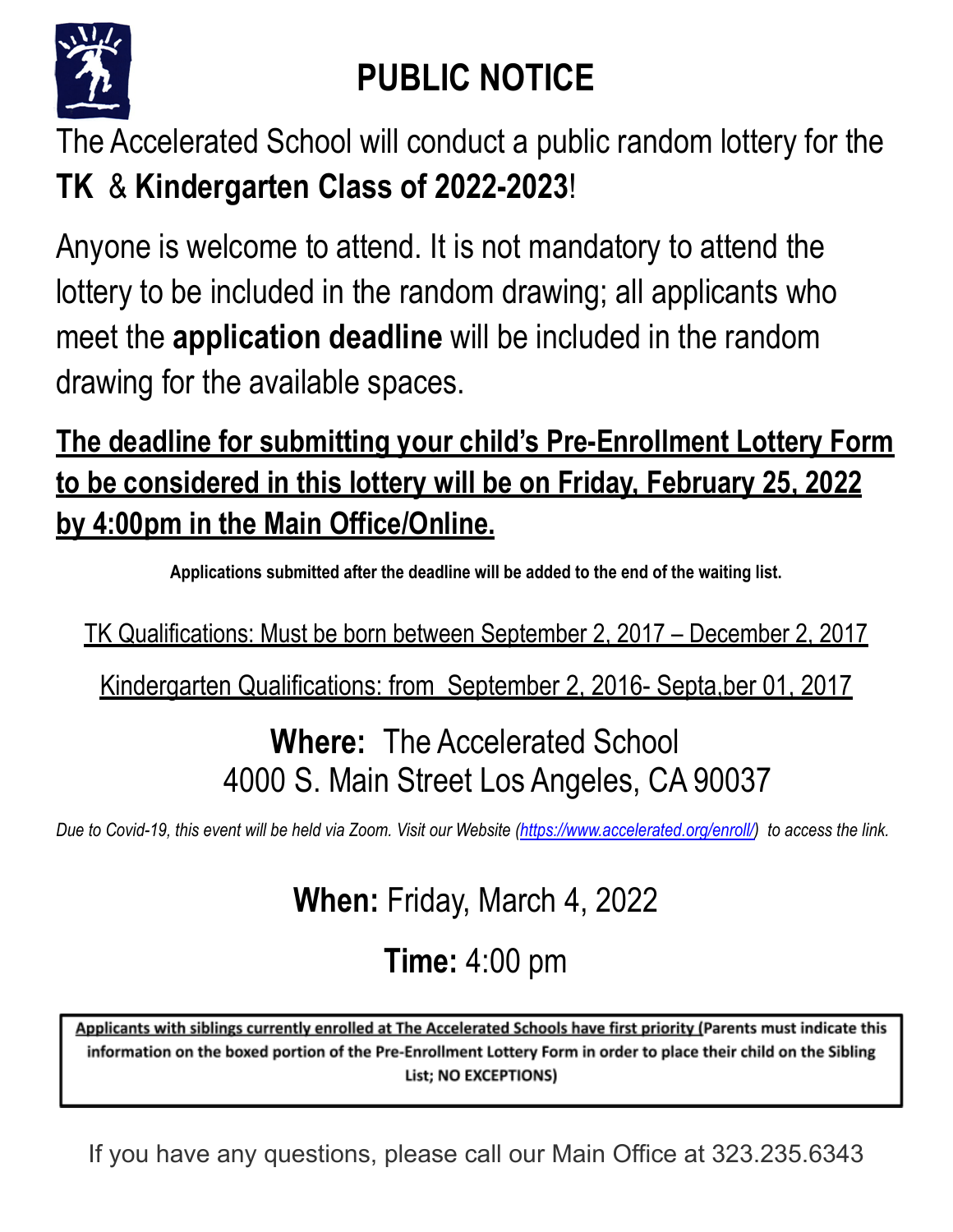# PUBLIC NOTICE

The Accelerated School will conduct a public random lottery for the **TK** & **Kindergarten Class of 2022-2023**!

Anyone is welcome to attend. It is not mandatory to attend the lottery to be included in the random drawing; all applicants who meet the **application deadline** will be included in the random drawing for the available spaces.

**The deadline for submitting your child's Pre-Enrollment Lottery Form to be considered in this lottery will be on Friday, February 25, 2022 by 4:00pm in the Main Office/Online.**

**Applications submitted after the deadline will be added to the end of the waiting list.**

TK Qualifications: Must be born between September 2, 2017 – December 2, 2017

Kindergarten Qualifications: from September 2, 2016- Septa,ber 01, 2017

**Where:** The Accelerated School
4000 S. Main Street Los Angeles, CA 90037

*Due to Covid-19, this event will be held via Zoom. Visit our Website (https://www.accelerated.org/enroll/) to access the link.*

**When:** Friday, March 4, 2022

**Time:** 4:00 pm

**Applicants with siblings currently enrolled at The Accelerated Schools have first priority (Parents must indicate this information on the boxed portion of the Pre-Enrollment Lottery Form in order to place their child on the Sibling List; NO EXCEPTIONS)**

If you have any questions, please call our Main Office at 323.235.6343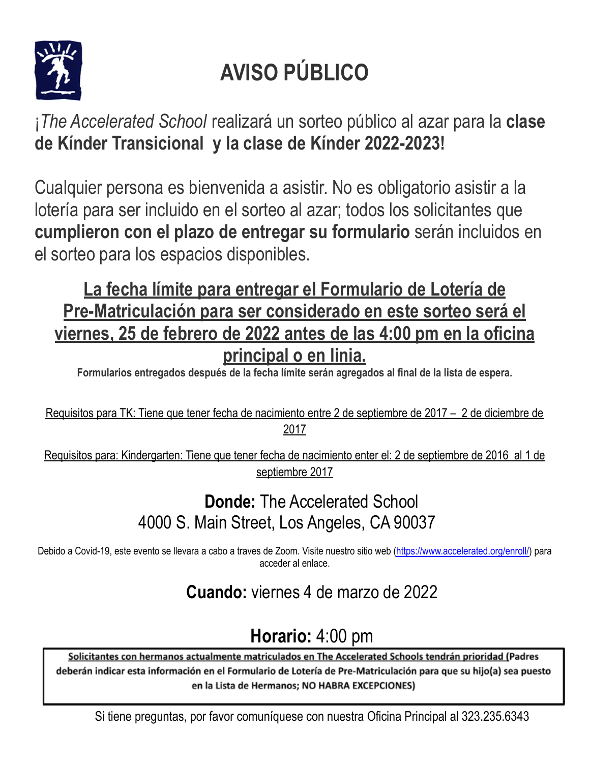# AVISO PÚBLICO

¡*The Accelerated School* realizará un sorteo público al azar para la **clase de Kínder Transicional y la clase de Kínder 2022-2023**!

Cualquier persona es bienvenida a asistir. No es obligatorio asistir a la lotería para ser incluido en el sorteo al azar; todos los solicitantes que **cumplieron con el plazo de entregar su formulario** serán incluidos en el sorteo para los espacios disponibles.

**<u>La fecha límite para entregar el Formulario de Lotería de Pre-Matriculación para ser considerado en este sorteo será el viernes, 25 de febrero de 2022 antes de las 4:00 pm en la oficina principal o en linia.</u>**

**Formularios entregados después de la fecha límite serán agregados al final de la lista de espera.**

<u>Requisitos para TK: Tiene que tener fecha de nacimiento entre 2 de septiembre de 2017 – 2 de diciembre de 2017</u>

<u>Requisitos para: Kindergarten: Tiene que tener fecha de nacimiento enter el: 2 de septiembre de 2016 al 1 de septiembre 2017</u>

**Donde:** The Accelerated School
4000 S. Main Street, Los Angeles, CA 90037

Debido a Covid-19, este evento se llevara a cabo a traves de Zoom. Visite nuestro sitio web (https://www.accelerated.org/enroll/) para acceder al enlace.

**Cuando:** viernes 4 de marzo de 2022

**Horario:** 4:00 pm

**<u>Solicitantes con hermanos actualmente matriculados en The Accelerated Schools tendrán prioridad</u> (Padres deberán indicar esta información en el Formulario de Lotería de Pre-Matriculación para que su hijo(a) sea puesto en la Lista de Hermanos; NO HABRA EXCEPCIONES)**

Si tiene preguntas, por favor comuníquese con nuestra Oficina Principal al 323.235.6343